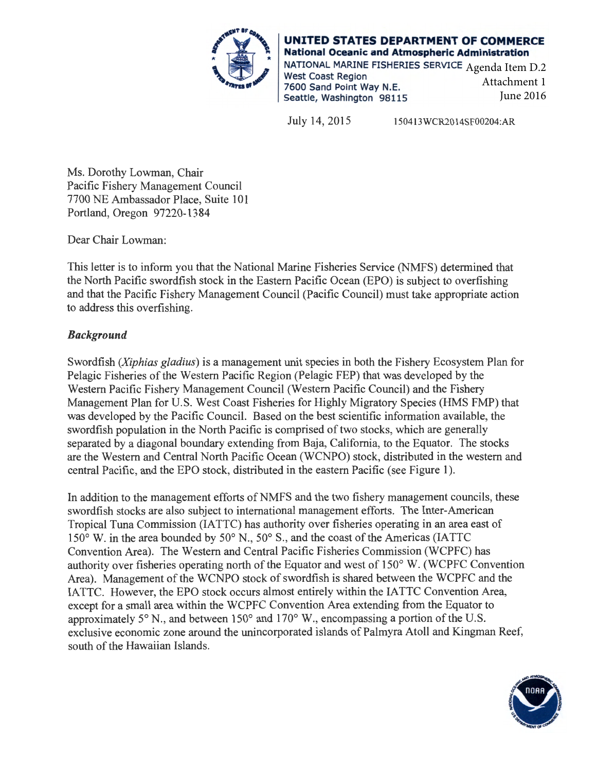**UNITED STATES DEPARTMENT OF COMMERCE**
**National Oceanic and Atmospheric Administration**
NATIONAL MARINE FISHERIES SERVICE
West Coast Region
7600 Sand Point Way N.E.
Seattle, Washington 98115

Agenda Item D.2
Attachment 1
June 2016

July 14, 2015 150413WCR2014SF00204:AR

Ms. Dorothy Lowman, Chair
Pacific Fishery Management Council
7700 NE Ambassador Place, Suite 101
Portland, Oregon 97220-1384

Dear Chair Lowman:

This letter is to inform you that the National Marine Fisheries Service (NMFS) determined that the North Pacific swordfish stock in the Eastern Pacific Ocean (EPO) is subject to overfishing and that the Pacific Fishery Management Council (Pacific Council) must take appropriate action to address this overfishing.

***Background***

Swordfish (*Xiphias gladius*) is a management unit species in both the Fishery Ecosystem Plan for Pelagic Fisheries of the Western Pacific Region (Pelagic FEP) that was developed by the Western Pacific Fishery Management Council (Western Pacific Council) and the Fishery Management Plan for U.S. West Coast Fisheries for Highly Migratory Species (HMS FMP) that was developed by the Pacific Council. Based on the best scientific information available, the swordfish population in the North Pacific is comprised of two stocks, which are generally separated by a diagonal boundary extending from Baja, California, to the Equator. The stocks are the Western and Central North Pacific Ocean (WCNPO) stock, distributed in the western and central Pacific, and the EPO stock, distributed in the eastern Pacific (see Figure 1).

In addition to the management efforts of NMFS and the two fishery management councils, these swordfish stocks are also subject to international management efforts. The Inter-American Tropical Tuna Commission (IATTC) has authority over fisheries operating in an area east of 150° W. in the area bounded by 50° N., 50° S., and the coast of the Americas (IATTC Convention Area). The Western and Central Pacific Fisheries Commission (WCPFC) has authority over fisheries operating north of the Equator and west of 150° W. (WCPFC Convention Area). Management of the WCNPO stock of swordfish is shared between the WCPFC and the IATTC. However, the EPO stock occurs almost entirely within the IATTC Convention Area, except for a small area within the WCPFC Convention Area extending from the Equator to approximately 5° N., and between 150° and 170° W., encompassing a portion of the U.S. exclusive economic zone around the unincorporated islands of Palmyra Atoll and Kingman Reef, south of the Hawaiian Islands.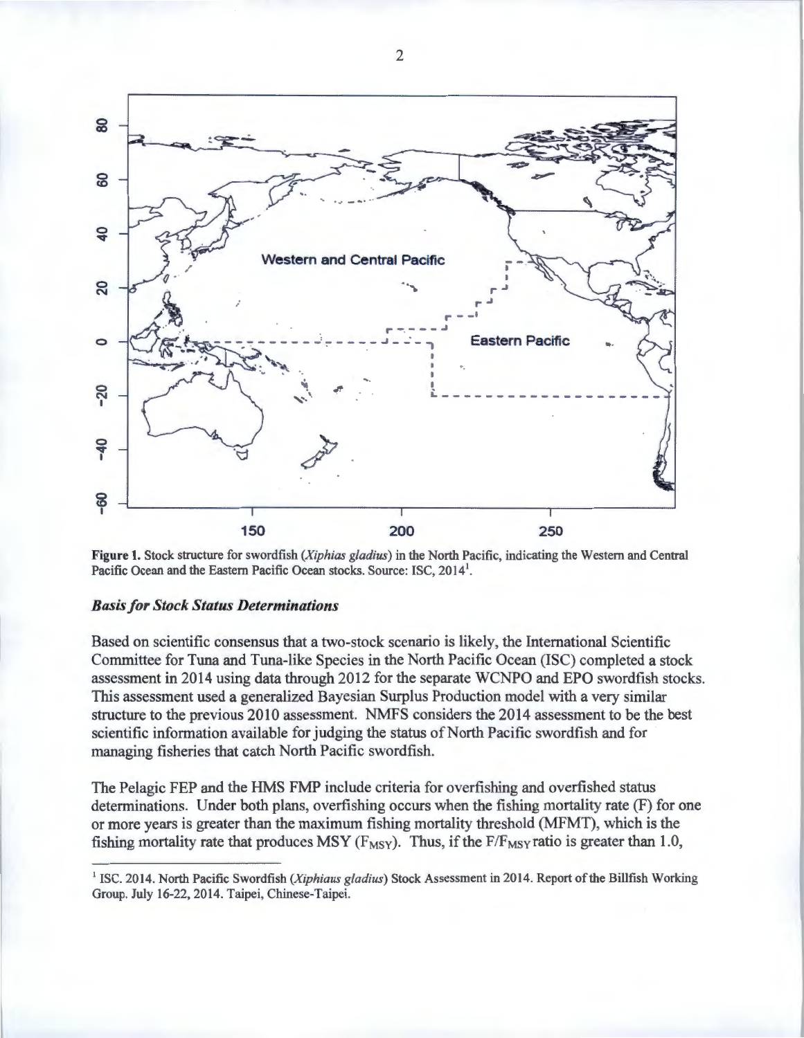**Figure 1.** Stock structure for swordfish (*Xiphias gladius*) in the North Pacific, indicating the Western and Central Pacific Ocean and the Eastern Pacific Ocean stocks. Source: ISC, 2014[1].

### *Basis for Stock Status Determinations*

Based on scientific consensus that a two-stock scenario is likely, the International Scientific Committee for Tuna and Tuna-like Species in the North Pacific Ocean (ISC) completed a stock assessment in 2014 using data through 2012 for the separate WCNPO and EPO swordfish stocks. This assessment used a generalized Bayesian Surplus Production model with a very similar structure to the previous 2010 assessment. NMFS considers the 2014 assessment to be the best scientific information available for judging the status of North Pacific swordfish and for managing fisheries that catch North Pacific swordfish.

The Pelagic FEP and the HMS FMP include criteria for overfishing and overfished status determinations. Under both plans, overfishing occurs when the fishing mortality rate (F) for one or more years is greater than the maximum fishing mortality threshold (MFMT), which is the fishing mortality rate that produces MSY ($F_{MSY}$). Thus, if the $F/F_{MSY}$ ratio is greater than 1.0,

---

[1] ISC. 2014. North Pacific Swordfish (*Xiphiaus gladius*) Stock Assessment in 2014. Report of the Billfish Working Group. July 16-22, 2014. Taipei, Chinese-Taipei.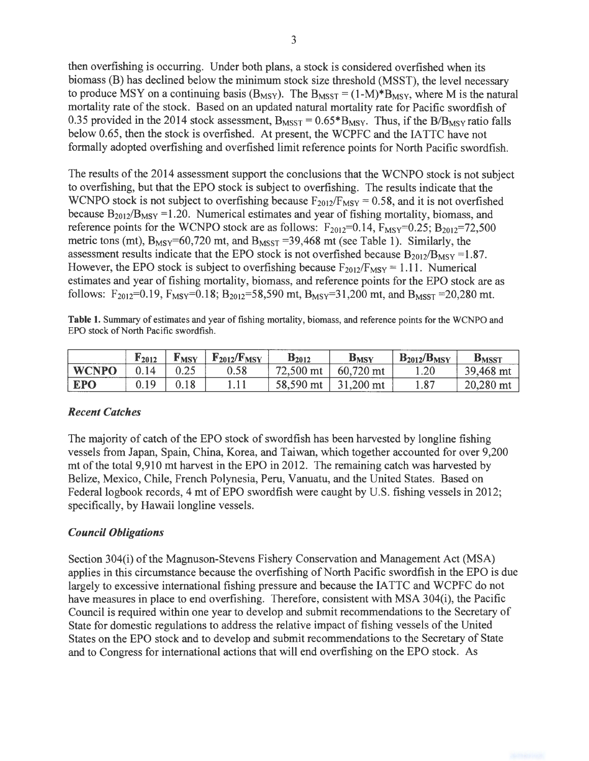then overfishing is occurring. Under both plans, a stock is considered overfished when its biomass (B) has declined below the minimum stock size threshold (MSST), the level necessary to produce MSY on a continuing basis ($B_{MSY}$). The $B_{MSST} = (1\text{-}M)*B_{MSY}$, where M is the natural mortality rate of the stock. Based on an updated natural mortality rate for Pacific swordfish of 0.35 provided in the 2014 stock assessment, $B_{MSST} = 0.65*B_{MSY}$. Thus, if the $B/B_{MSY}$ ratio falls below 0.65, then the stock is overfished. At present, the WCPFC and the IATTC have not formally adopted overfishing and overfished limit reference points for North Pacific swordfish.

The results of the 2014 assessment support the conclusions that the WCNPO stock is not subject to overfishing, but that the EPO stock is subject to overfishing. The results indicate that the WCNPO stock is not subject to overfishing because $F_{2012}/F_{MSY} = 0.58$, and it is not overfished because $B_{2012}/B_{MSY} = 1.20$. Numerical estimates and year of fishing mortality, biomass, and reference points for the WCNPO stock are as follows: $F_{2012}=0.14$, $F_{MSY}=0.25$; $B_{2012}=72{,}500$ metric tons (mt), $B_{MSY}=60{,}720$ mt, and $B_{MSST}=39{,}468$ mt (see Table 1). Similarly, the assessment results indicate that the EPO stock is not overfished because $B_{2012}/B_{MSY} = 1.87$. However, the EPO stock is subject to overfishing because $F_{2012}/F_{MSY} = 1.11$. Numerical estimates and year of fishing mortality, biomass, and reference points for the EPO stock are as follows: $F_{2012}=0.19$, $F_{MSY}=0.18$; $B_{2012}=58{,}590$ mt, $B_{MSY}=31{,}200$ mt, and $B_{MSST}=20{,}280$ mt.

**Table 1.** Summary of estimates and year of fishing mortality, biomass, and reference points for the WCNPO and EPO stock of North Pacific swordfish.

| | $F_{2012}$ | $F_{MSY}$ | $F_{2012}/F_{MSY}$ | $B_{2012}$ | $B_{MSY}$ | $B_{2012}/B_{MSY}$ | $B_{MSST}$ |
|---|---|---|---|---|---|---|---|
| **WCNPO** | 0.14 | 0.25 | 0.58 | 72,500 mt | 60,720 mt | 1.20 | 39,468 mt |
| **EPO** | 0.19 | 0.18 | 1.11 | 58,590 mt | 31,200 mt | 1.87 | 20,280 mt |

### *Recent Catches*

The majority of catch of the EPO stock of swordfish has been harvested by longline fishing vessels from Japan, Spain, China, Korea, and Taiwan, which together accounted for over 9,200 mt of the total 9,910 mt harvest in the EPO in 2012. The remaining catch was harvested by Belize, Mexico, Chile, French Polynesia, Peru, Vanuatu, and the United States. Based on Federal logbook records, 4 mt of EPO swordfish were caught by U.S. fishing vessels in 2012; specifically, by Hawaii longline vessels.

### *Council Obligations*

Section 304(i) of the Magnuson-Stevens Fishery Conservation and Management Act (MSA) applies in this circumstance because the overfishing of North Pacific swordfish in the EPO is due largely to excessive international fishing pressure and because the IATTC and WCPFC do not have measures in place to end overfishing. Therefore, consistent with MSA 304(i), the Pacific Council is required within one year to develop and submit recommendations to the Secretary of State for domestic regulations to address the relative impact of fishing vessels of the United States on the EPO stock and to develop and submit recommendations to the Secretary of State and to Congress for international actions that will end overfishing on the EPO stock. As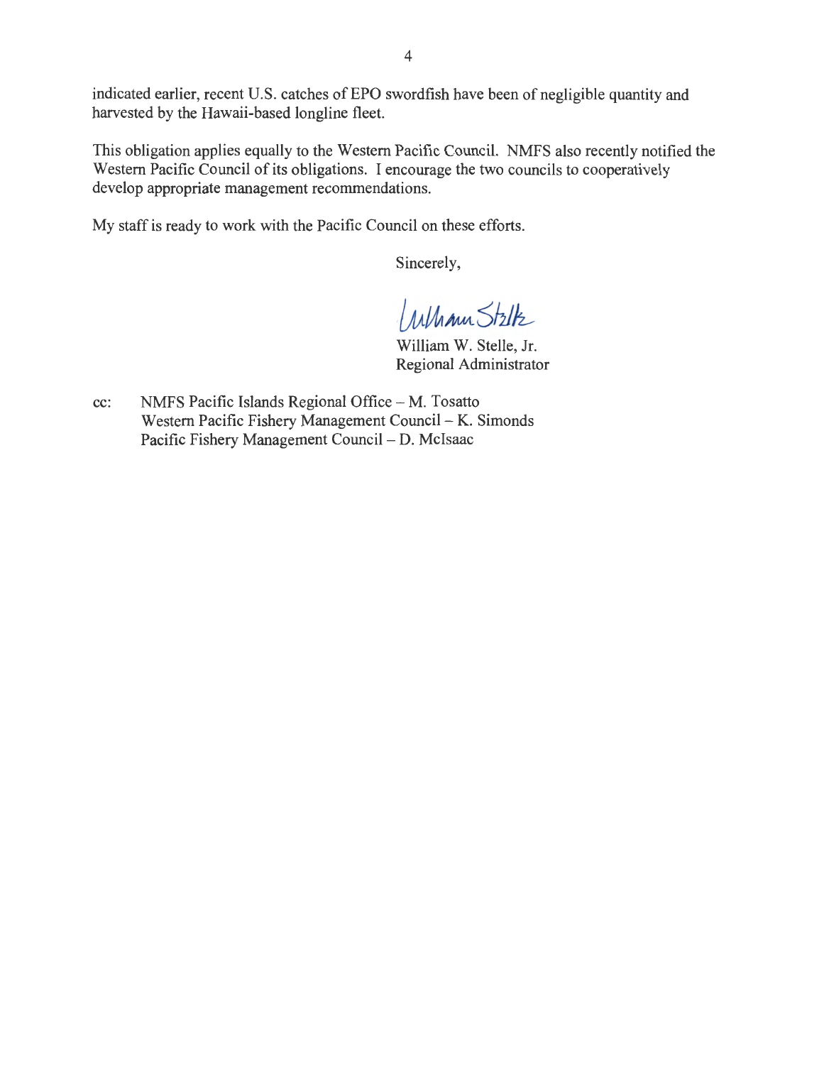indicated earlier, recent U.S. catches of EPO swordfish have been of negligible quantity and harvested by the Hawaii-based longline fleet.

This obligation applies equally to the Western Pacific Council. NMFS also recently notified the Western Pacific Council of its obligations. I encourage the two councils to cooperatively develop appropriate management recommendations.

My staff is ready to work with the Pacific Council on these efforts.

Sincerely,

William Stelle

William W. Stelle, Jr.
Regional Administrator

cc: NMFS Pacific Islands Regional Office – M. Tosatto
Western Pacific Fishery Management Council – K. Simonds
Pacific Fishery Management Council – D. McIsaac